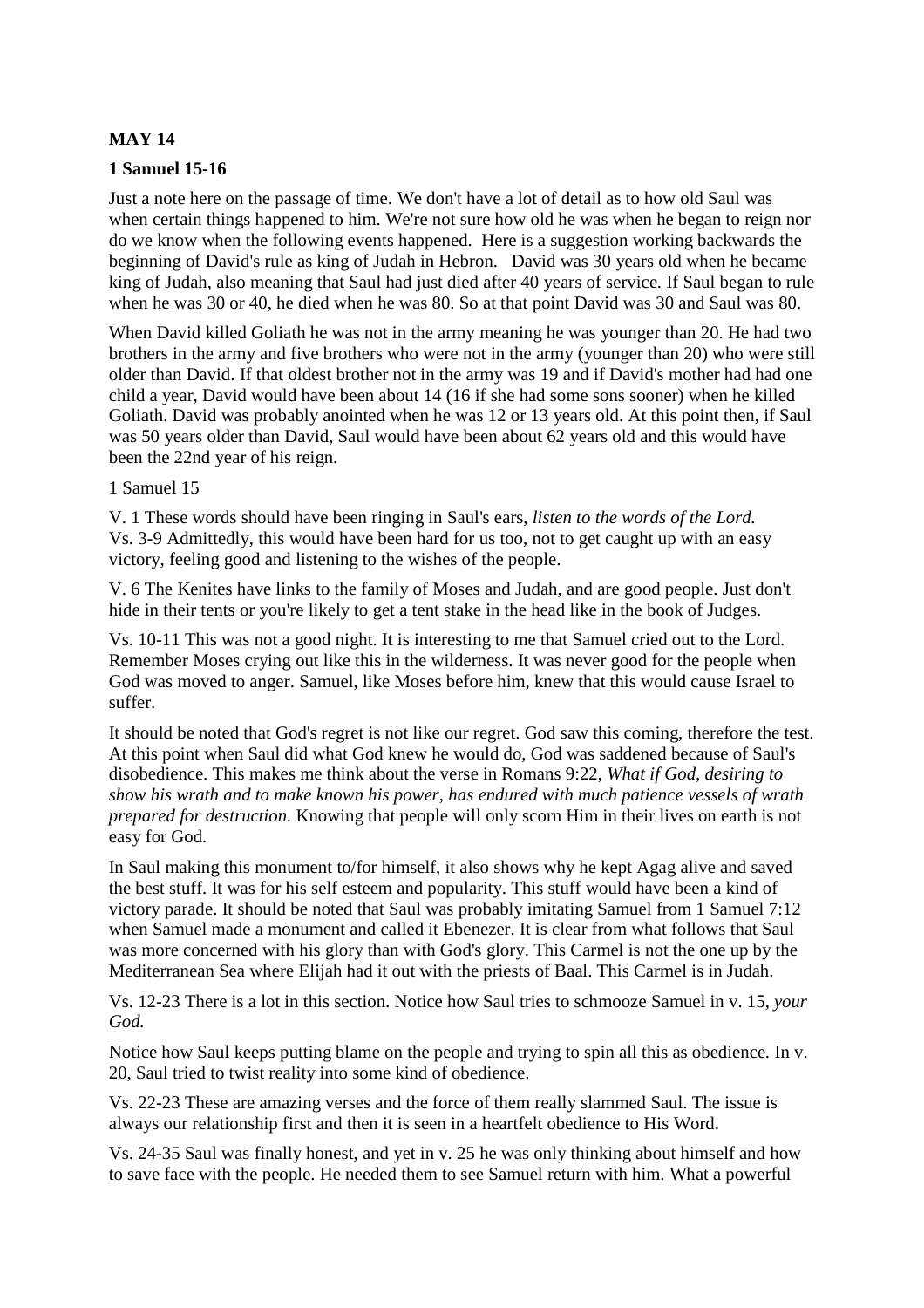**MAY 14**

**1 Samuel 15-16**

Just a note here on the passage of time. We don't have a lot of detail as to how old Saul was when certain things happened to him. We're not sure how old he was when he began to reign nor do we know when the following events happened. Here is a suggestion working backwards the beginning of David's rule as king of Judah in Hebron. David was 30 years old when he became king of Judah, also meaning that Saul had just died after 40 years of service. If Saul began to rule when he was 30 or 40, he died when he was 80. So at that point David was 30 and Saul was 80.

When David killed Goliath he was not in the army meaning he was younger than 20. He had two brothers in the army and five brothers who were not in the army (younger than 20) who were still older than David. If that oldest brother not in the army was 19 and if David's mother had had one child a year, David would have been about 14 (16 if she had some sons sooner) when he killed Goliath. David was probably anointed when he was 12 or 13 years old. At this point then, if Saul was 50 years older than David, Saul would have been about 62 years old and this would have been the 22nd year of his reign.

1 Samuel 15

V. 1 These words should have been ringing in Saul's ears, *listen to the words of the Lord.* Vs. 3-9 Admittedly, this would have been hard for us too, not to get caught up with an easy victory, feeling good and listening to the wishes of the people.

V. 6 The Kenites have links to the family of Moses and Judah, and are good people. Just don't hide in their tents or you're likely to get a tent stake in the head like in the book of Judges.

Vs. 10-11 This was not a good night. It is interesting to me that Samuel cried out to the Lord. Remember Moses crying out like this in the wilderness. It was never good for the people when God was moved to anger. Samuel, like Moses before him, knew that this would cause Israel to suffer.

It should be noted that God's regret is not like our regret. God saw this coming, therefore the test. At this point when Saul did what God knew he would do, God was saddened because of Saul's disobedience. This makes me think about the verse in Romans 9:22, *What if God, desiring to show his wrath and to make known his power, has endured with much patience vessels of wrath prepared for destruction.* Knowing that people will only scorn Him in their lives on earth is not easy for God.

In Saul making this monument to/for himself, it also shows why he kept Agag alive and saved the best stuff. It was for his self esteem and popularity. This stuff would have been a kind of victory parade. It should be noted that Saul was probably imitating Samuel from 1 Samuel 7:12 when Samuel made a monument and called it Ebenezer. It is clear from what follows that Saul was more concerned with his glory than with God's glory. This Carmel is not the one up by the Mediterranean Sea where Elijah had it out with the priests of Baal. This Carmel is in Judah.

Vs. 12-23 There is a lot in this section. Notice how Saul tries to schmooze Samuel in v. 15, *your God.*

Notice how Saul keeps putting blame on the people and trying to spin all this as obedience. In v. 20, Saul tried to twist reality into some kind of obedience.

Vs. 22-23 These are amazing verses and the force of them really slammed Saul. The issue is always our relationship first and then it is seen in a heartfelt obedience to His Word.

Vs. 24-35 Saul was finally honest, and yet in v. 25 he was only thinking about himself and how to save face with the people. He needed them to see Samuel return with him. What a powerful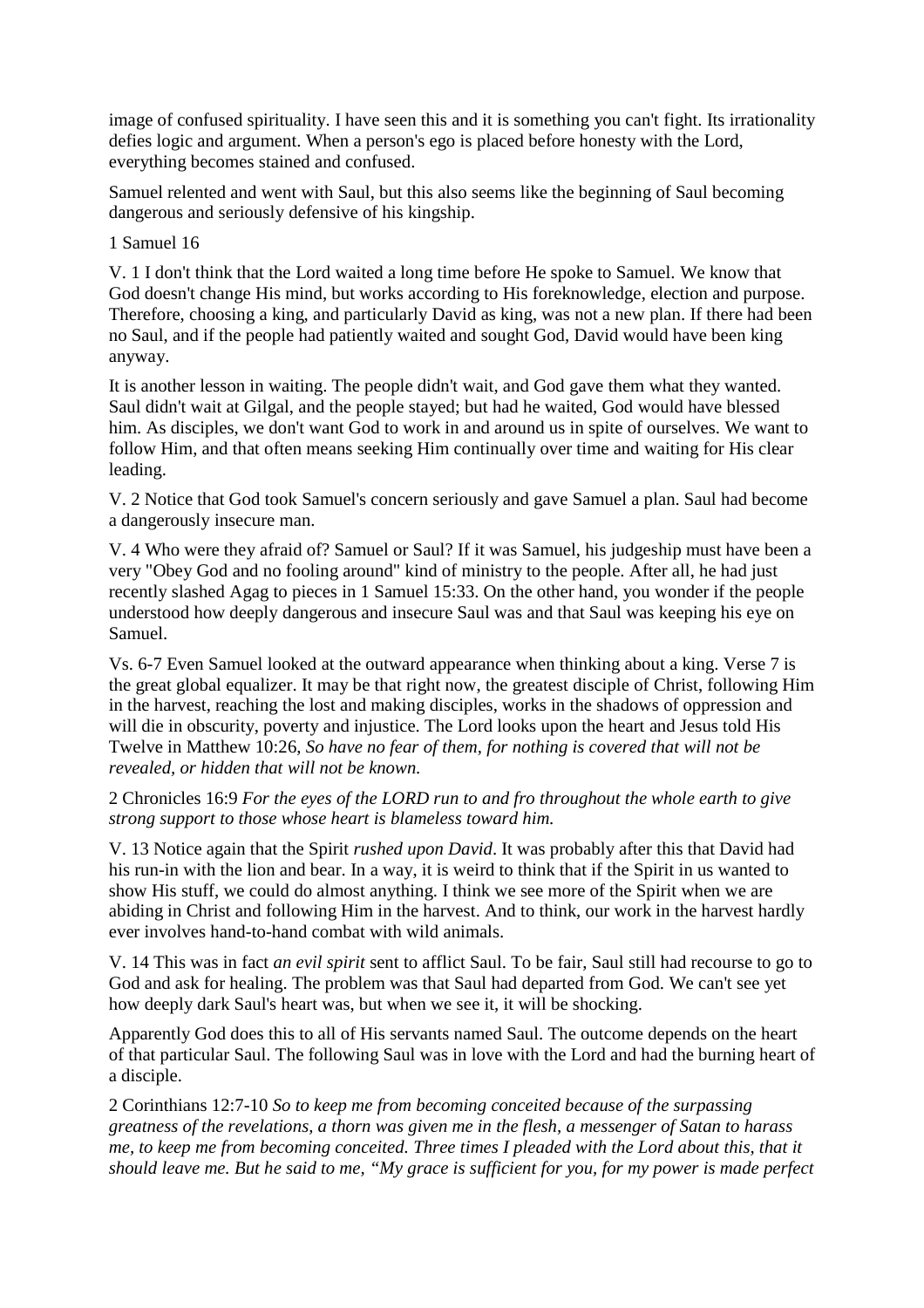image of confused spirituality. I have seen this and it is something you can't fight. Its irrationality defies logic and argument. When a person's ego is placed before honesty with the Lord, everything becomes stained and confused.

Samuel relented and went with Saul, but this also seems like the beginning of Saul becoming dangerous and seriously defensive of his kingship.

1 Samuel 16

V. 1 I don't think that the Lord waited a long time before He spoke to Samuel. We know that God doesn't change His mind, but works according to His foreknowledge, election and purpose. Therefore, choosing a king, and particularly David as king, was not a new plan. If there had been no Saul, and if the people had patiently waited and sought God, David would have been king anyway.

It is another lesson in waiting. The people didn't wait, and God gave them what they wanted. Saul didn't wait at Gilgal, and the people stayed; but had he waited, God would have blessed him. As disciples, we don't want God to work in and around us in spite of ourselves. We want to follow Him, and that often means seeking Him continually over time and waiting for His clear leading.

V. 2 Notice that God took Samuel's concern seriously and gave Samuel a plan. Saul had become a dangerously insecure man.

V. 4 Who were they afraid of? Samuel or Saul? If it was Samuel, his judgeship must have been a very "Obey God and no fooling around" kind of ministry to the people. After all, he had just recently slashed Agag to pieces in 1 Samuel 15:33. On the other hand, you wonder if the people understood how deeply dangerous and insecure Saul was and that Saul was keeping his eye on Samuel.

Vs. 6-7 Even Samuel looked at the outward appearance when thinking about a king. Verse 7 is the great global equalizer. It may be that right now, the greatest disciple of Christ, following Him in the harvest, reaching the lost and making disciples, works in the shadows of oppression and will die in obscurity, poverty and injustice. The Lord looks upon the heart and Jesus told His Twelve in Matthew 10:26, *So have no fear of them, for nothing is covered that will not be revealed, or hidden that will not be known.*

2 Chronicles 16:9 *For the eyes of the LORD run to and fro throughout the whole earth to give strong support to those whose heart is blameless toward him.*

V. 13 Notice again that the Spirit *rushed upon David*. It was probably after this that David had his run-in with the lion and bear. In a way, it is weird to think that if the Spirit in us wanted to show His stuff, we could do almost anything. I think we see more of the Spirit when we are abiding in Christ and following Him in the harvest. And to think, our work in the harvest hardly ever involves hand-to-hand combat with wild animals.

V. 14 This was in fact *an evil spirit* sent to afflict Saul. To be fair, Saul still had recourse to go to God and ask for healing. The problem was that Saul had departed from God. We can't see yet how deeply dark Saul's heart was, but when we see it, it will be shocking.

Apparently God does this to all of His servants named Saul. The outcome depends on the heart of that particular Saul. The following Saul was in love with the Lord and had the burning heart of a disciple.

2 Corinthians 12:7-10 *So to keep me from becoming conceited because of the surpassing greatness of the revelations, a thorn was given me in the flesh, a messenger of Satan to harass me, to keep me from becoming conceited. Three times I pleaded with the Lord about this, that it should leave me. But he said to me, "My grace is sufficient for you, for my power is made perfect*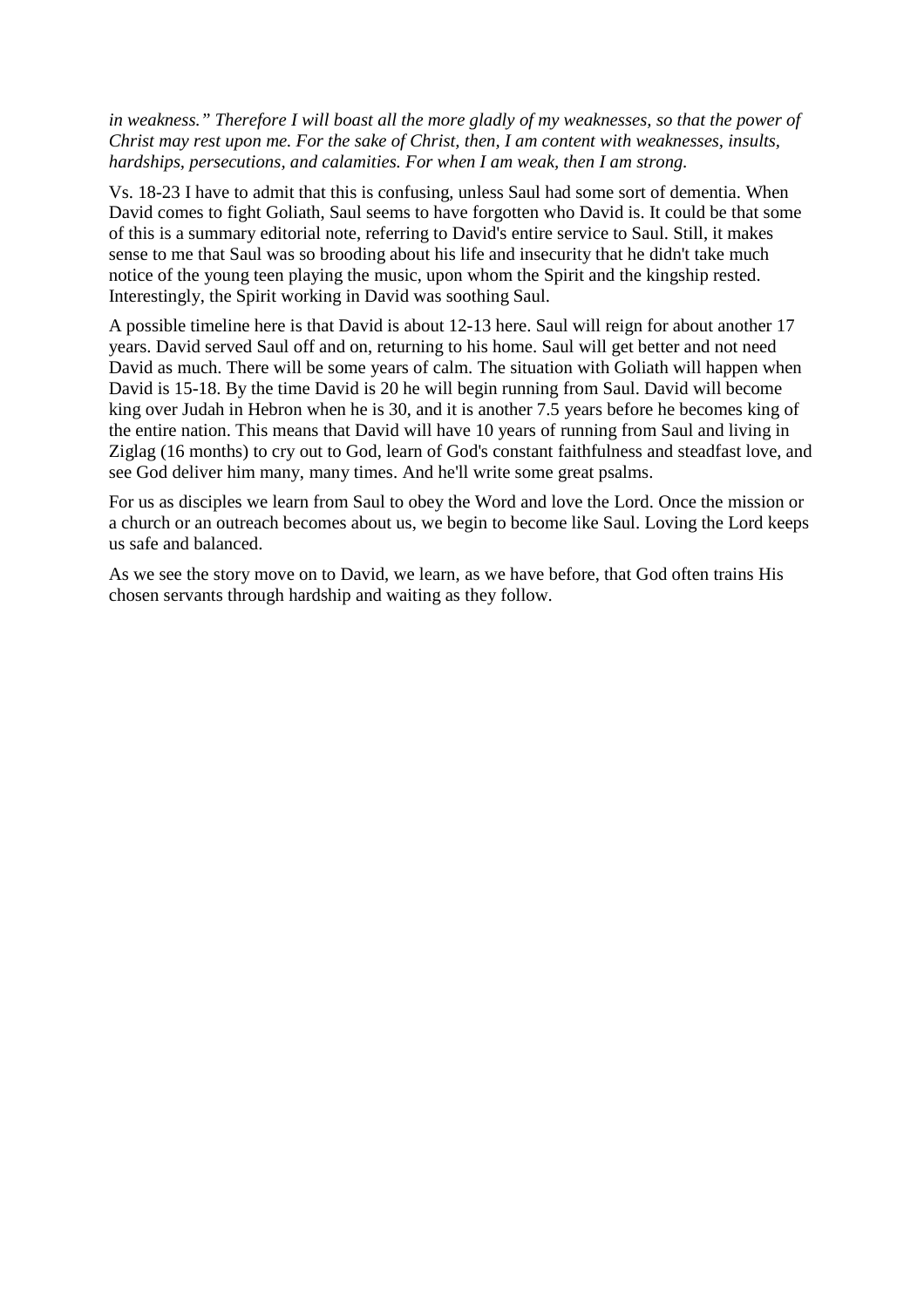*in weakness." Therefore I will boast all the more gladly of my weaknesses, so that the power of Christ may rest upon me. For the sake of Christ, then, I am content with weaknesses, insults, hardships, persecutions, and calamities. For when I am weak, then I am strong.*

Vs. 18-23 I have to admit that this is confusing, unless Saul had some sort of dementia. When David comes to fight Goliath, Saul seems to have forgotten who David is. It could be that some of this is a summary editorial note, referring to David's entire service to Saul. Still, it makes sense to me that Saul was so brooding about his life and insecurity that he didn't take much notice of the young teen playing the music, upon whom the Spirit and the kingship rested. Interestingly, the Spirit working in David was soothing Saul.

A possible timeline here is that David is about 12-13 here. Saul will reign for about another 17 years. David served Saul off and on, returning to his home. Saul will get better and not need David as much. There will be some years of calm. The situation with Goliath will happen when David is 15-18. By the time David is 20 he will begin running from Saul. David will become king over Judah in Hebron when he is 30, and it is another 7.5 years before he becomes king of the entire nation. This means that David will have 10 years of running from Saul and living in Ziglag (16 months) to cry out to God, learn of God's constant faithfulness and steadfast love, and see God deliver him many, many times. And he'll write some great psalms.

For us as disciples we learn from Saul to obey the Word and love the Lord. Once the mission or a church or an outreach becomes about us, we begin to become like Saul. Loving the Lord keeps us safe and balanced.

As we see the story move on to David, we learn, as we have before, that God often trains His chosen servants through hardship and waiting as they follow.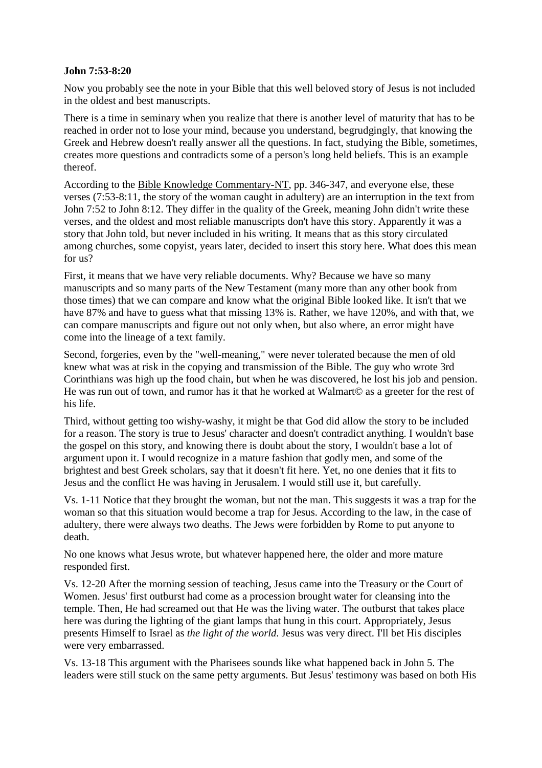**John 7:53-8:20**

Now you probably see the note in your Bible that this well beloved story of Jesus is not included in the oldest and best manuscripts.

There is a time in seminary when you realize that there is another level of maturity that has to be reached in order not to lose your mind, because you understand, begrudgingly, that knowing the Greek and Hebrew doesn't really answer all the questions. In fact, studying the Bible, sometimes, creates more questions and contradicts some of a person's long held beliefs. This is an example thereof.

According to the Bible Knowledge Commentary-NT, pp. 346-347, and everyone else, these verses (7:53-8:11, the story of the woman caught in adultery) are an interruption in the text from John 7:52 to John 8:12. They differ in the quality of the Greek, meaning John didn't write these verses, and the oldest and most reliable manuscripts don't have this story. Apparently it was a story that John told, but never included in his writing. It means that as this story circulated among churches, some copyist, years later, decided to insert this story here. What does this mean for us?

First, it means that we have very reliable documents. Why? Because we have so many manuscripts and so many parts of the New Testament (many more than any other book from those times) that we can compare and know what the original Bible looked like. It isn't that we have 87% and have to guess what that missing 13% is. Rather, we have 120%, and with that, we can compare manuscripts and figure out not only when, but also where, an error might have come into the lineage of a text family.

Second, forgeries, even by the "well-meaning," were never tolerated because the men of old knew what was at risk in the copying and transmission of the Bible. The guy who wrote 3rd Corinthians was high up the food chain, but when he was discovered, he lost his job and pension. He was run out of town, and rumor has it that he worked at Walmart© as a greeter for the rest of his life.

Third, without getting too wishy-washy, it might be that God did allow the story to be included for a reason. The story is true to Jesus' character and doesn't contradict anything. I wouldn't base the gospel on this story, and knowing there is doubt about the story, I wouldn't base a lot of argument upon it. I would recognize in a mature fashion that godly men, and some of the brightest and best Greek scholars, say that it doesn't fit here. Yet, no one denies that it fits to Jesus and the conflict He was having in Jerusalem. I would still use it, but carefully.

Vs. 1-11 Notice that they brought the woman, but not the man. This suggests it was a trap for the woman so that this situation would become a trap for Jesus. According to the law, in the case of adultery, there were always two deaths. The Jews were forbidden by Rome to put anyone to death.

No one knows what Jesus wrote, but whatever happened here, the older and more mature responded first.

Vs. 12-20 After the morning session of teaching, Jesus came into the Treasury or the Court of Women. Jesus' first outburst had come as a procession brought water for cleansing into the temple. Then, He had screamed out that He was the living water. The outburst that takes place here was during the lighting of the giant lamps that hung in this court. Appropriately, Jesus presents Himself to Israel as *the light of the world*. Jesus was very direct. I'll bet His disciples were very embarrassed.

Vs. 13-18 This argument with the Pharisees sounds like what happened back in John 5. The leaders were still stuck on the same petty arguments. But Jesus' testimony was based on both His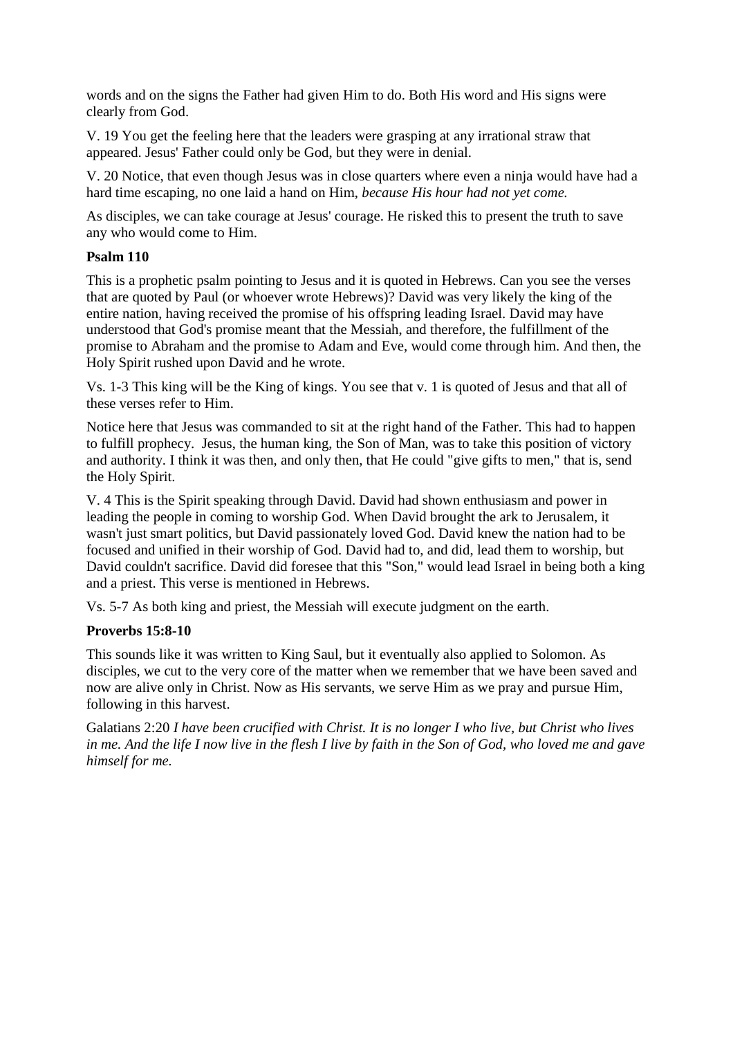words and on the signs the Father had given Him to do. Both His word and His signs were clearly from God.

V. 19 You get the feeling here that the leaders were grasping at any irrational straw that appeared. Jesus' Father could only be God, but they were in denial.

V. 20 Notice, that even though Jesus was in close quarters where even a ninja would have had a hard time escaping, no one laid a hand on Him, *because His hour had not yet come.*

As disciples, we can take courage at Jesus' courage. He risked this to present the truth to save any who would come to Him.

**Psalm 110**

This is a prophetic psalm pointing to Jesus and it is quoted in Hebrews. Can you see the verses that are quoted by Paul (or whoever wrote Hebrews)? David was very likely the king of the entire nation, having received the promise of his offspring leading Israel. David may have understood that God's promise meant that the Messiah, and therefore, the fulfillment of the promise to Abraham and the promise to Adam and Eve, would come through him. And then, the Holy Spirit rushed upon David and he wrote.

Vs. 1-3 This king will be the King of kings. You see that v. 1 is quoted of Jesus and that all of these verses refer to Him.

Notice here that Jesus was commanded to sit at the right hand of the Father. This had to happen to fulfill prophecy. Jesus, the human king, the Son of Man, was to take this position of victory and authority. I think it was then, and only then, that He could "give gifts to men," that is, send the Holy Spirit.

V. 4 This is the Spirit speaking through David. David had shown enthusiasm and power in leading the people in coming to worship God. When David brought the ark to Jerusalem, it wasn't just smart politics, but David passionately loved God. David knew the nation had to be focused and unified in their worship of God. David had to, and did, lead them to worship, but David couldn't sacrifice. David did foresee that this "Son," would lead Israel in being both a king and a priest. This verse is mentioned in Hebrews.

Vs. 5-7 As both king and priest, the Messiah will execute judgment on the earth.

**Proverbs 15:8-10**

This sounds like it was written to King Saul, but it eventually also applied to Solomon. As disciples, we cut to the very core of the matter when we remember that we have been saved and now are alive only in Christ. Now as His servants, we serve Him as we pray and pursue Him, following in this harvest.

Galatians 2:20 *I have been crucified with Christ. It is no longer I who live, but Christ who lives in me. And the life I now live in the flesh I live by faith in the Son of God, who loved me and gave himself for me.*